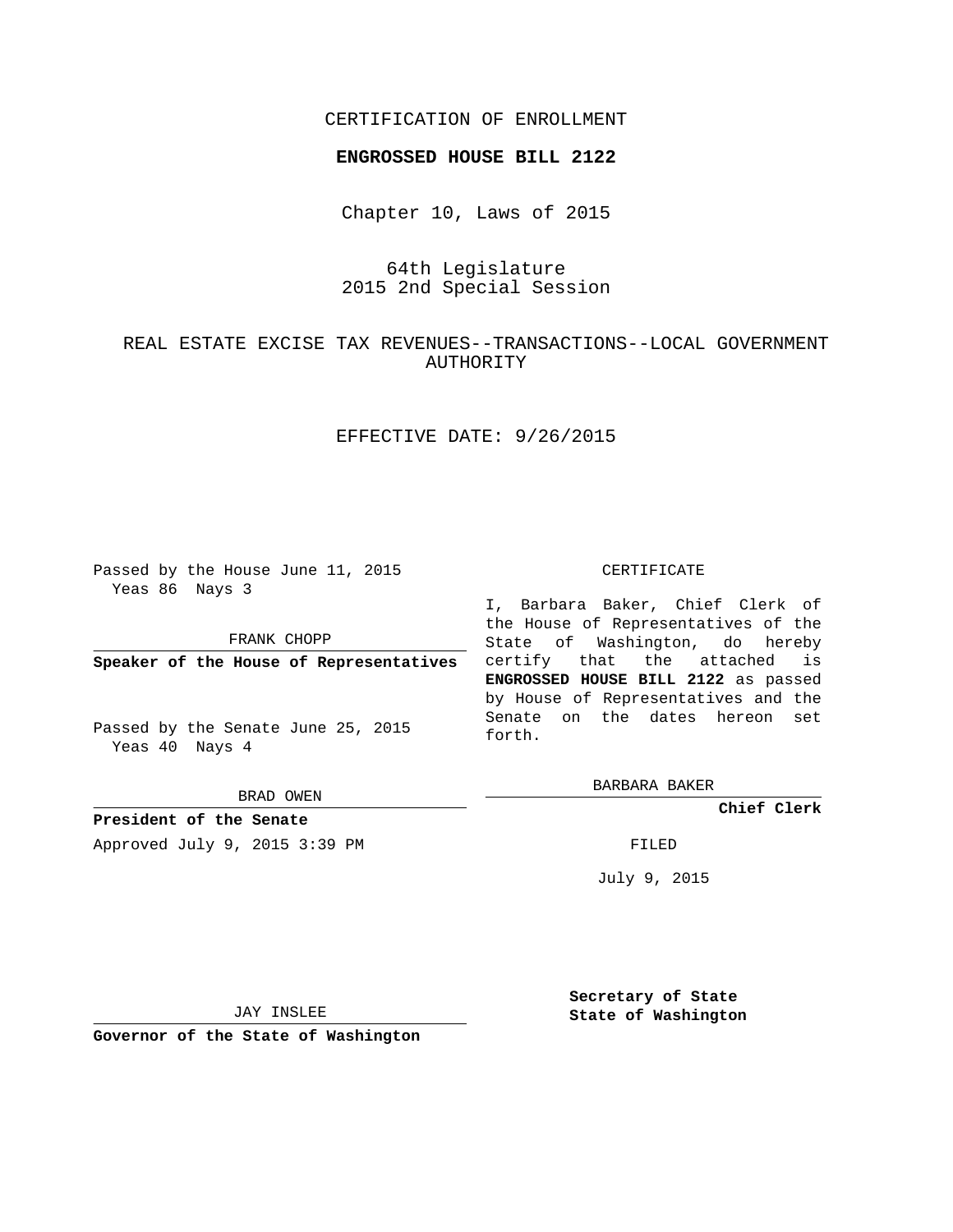CERTIFICATION OF ENROLLMENT

**ENGROSSED HOUSE BILL 2122**

Chapter 10, Laws of 2015

64th Legislature
2015 2nd Special Session

REAL ESTATE EXCISE TAX REVENUES--TRANSACTIONS--LOCAL GOVERNMENT AUTHORITY

EFFECTIVE DATE: 9/26/2015

Passed by the House June 11, 2015
Yeas 86 Nays 3

FRANK CHOPP

**Speaker of the House of Representatives**

Passed by the Senate June 25, 2015
Yeas 40 Nays 4

BRAD OWEN

**President of the Senate**

Approved July 9, 2015 3:39 PM

JAY INSLEE

**Governor of the State of Washington**

CERTIFICATE

I, Barbara Baker, Chief Clerk of the House of Representatives of the State of Washington, do hereby certify that the attached is **ENGROSSED HOUSE BILL 2122** as passed by House of Representatives and the Senate on the dates hereon set forth.

BARBARA BAKER

**Chief Clerk**

FILED

July 9, 2015

**Secretary of State**
**State of Washington**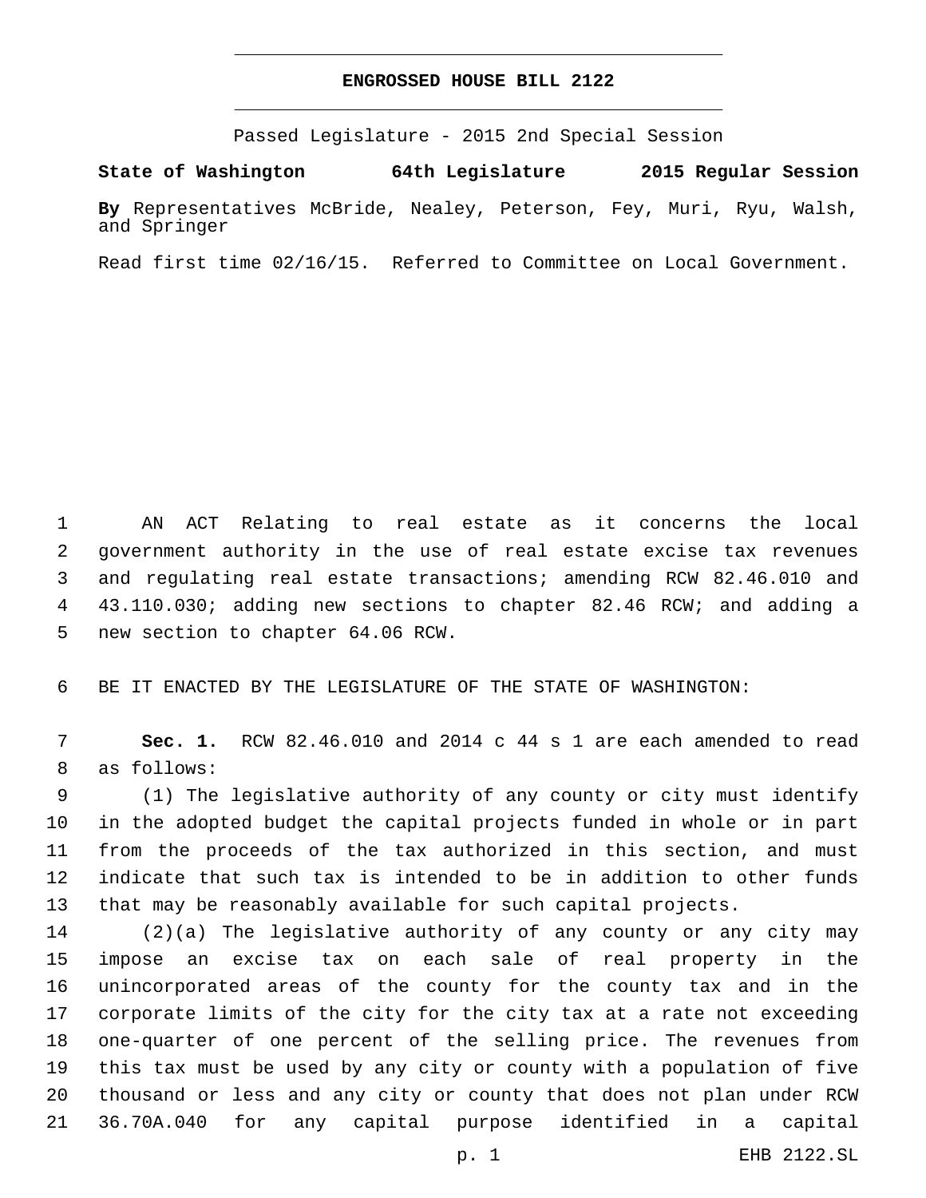# ENGROSSED HOUSE BILL 2122

Passed Legislature - 2015 2nd Special Session

**State of Washington 64th Legislature 2015 Regular Session**

**By** Representatives McBride, Nealey, Peterson, Fey, Muri, Ryu, Walsh, and Springer

Read first time 02/16/15. Referred to Committee on Local Government.

AN ACT Relating to real estate as it concerns the local government authority in the use of real estate excise tax revenues and regulating real estate transactions; amending RCW 82.46.010 and 43.110.030; adding new sections to chapter 82.46 RCW; and adding a new section to chapter 64.06 RCW.

BE IT ENACTED BY THE LEGISLATURE OF THE STATE OF WASHINGTON:

**Sec. 1.** RCW 82.46.010 and 2014 c 44 s 1 are each amended to read as follows:

(1) The legislative authority of any county or city must identify in the adopted budget the capital projects funded in whole or in part from the proceeds of the tax authorized in this section, and must indicate that such tax is intended to be in addition to other funds that may be reasonably available for such capital projects.

(2)(a) The legislative authority of any county or any city may impose an excise tax on each sale of real property in the unincorporated areas of the county for the county tax and in the corporate limits of the city for the city tax at a rate not exceeding one-quarter of one percent of the selling price. The revenues from this tax must be used by any city or county with a population of five thousand or less and any city or county that does not plan under RCW 36.70A.040 for any capital purpose identified in a capital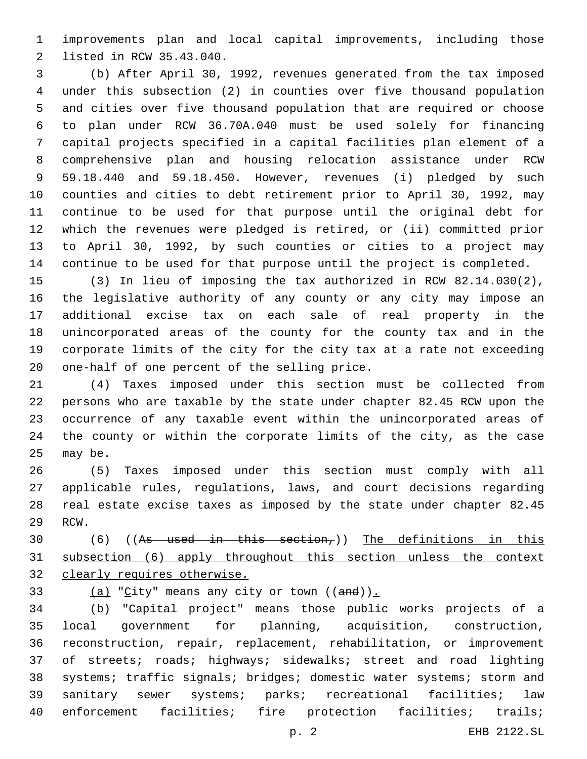improvements plan and local capital improvements, including those listed in RCW 35.43.040.

(b) After April 30, 1992, revenues generated from the tax imposed under this subsection (2) in counties over five thousand population and cities over five thousand population that are required or choose to plan under RCW 36.70A.040 must be used solely for financing capital projects specified in a capital facilities plan element of a comprehensive plan and housing relocation assistance under RCW 59.18.440 and 59.18.450. However, revenues (i) pledged by such counties and cities to debt retirement prior to April 30, 1992, may continue to be used for that purpose until the original debt for which the revenues were pledged is retired, or (ii) committed prior to April 30, 1992, by such counties or cities to a project may continue to be used for that purpose until the project is completed.

(3) In lieu of imposing the tax authorized in RCW 82.14.030(2), the legislative authority of any county or any city may impose an additional excise tax on each sale of real property in the unincorporated areas of the county for the county tax and in the corporate limits of the city for the city tax at a rate not exceeding one-half of one percent of the selling price.

(4) Taxes imposed under this section must be collected from persons who are taxable by the state under chapter 82.45 RCW upon the occurrence of any taxable event within the unincorporated areas of the county or within the corporate limits of the city, as the case may be.

(5) Taxes imposed under this section must comply with all applicable rules, regulations, laws, and court decisions regarding real estate excise taxes as imposed by the state under chapter 82.45 RCW.

(6) ((~~As used in this section,~~)) <u>The definitions in this subsection (6) apply throughout this section unless the context clearly requires otherwise.</u>

<u>(a)</u> "<u>C</u>ity" means any city or town ((~~and~~))<u>.</u>

<u>(b)</u> "<u>C</u>apital project" means those public works projects of a local government for planning, acquisition, construction, reconstruction, repair, replacement, rehabilitation, or improvement of streets; roads; highways; sidewalks; street and road lighting systems; traffic signals; bridges; domestic water systems; storm and sanitary sewer systems; parks; recreational facilities; law enforcement facilities; fire protection facilities; trails;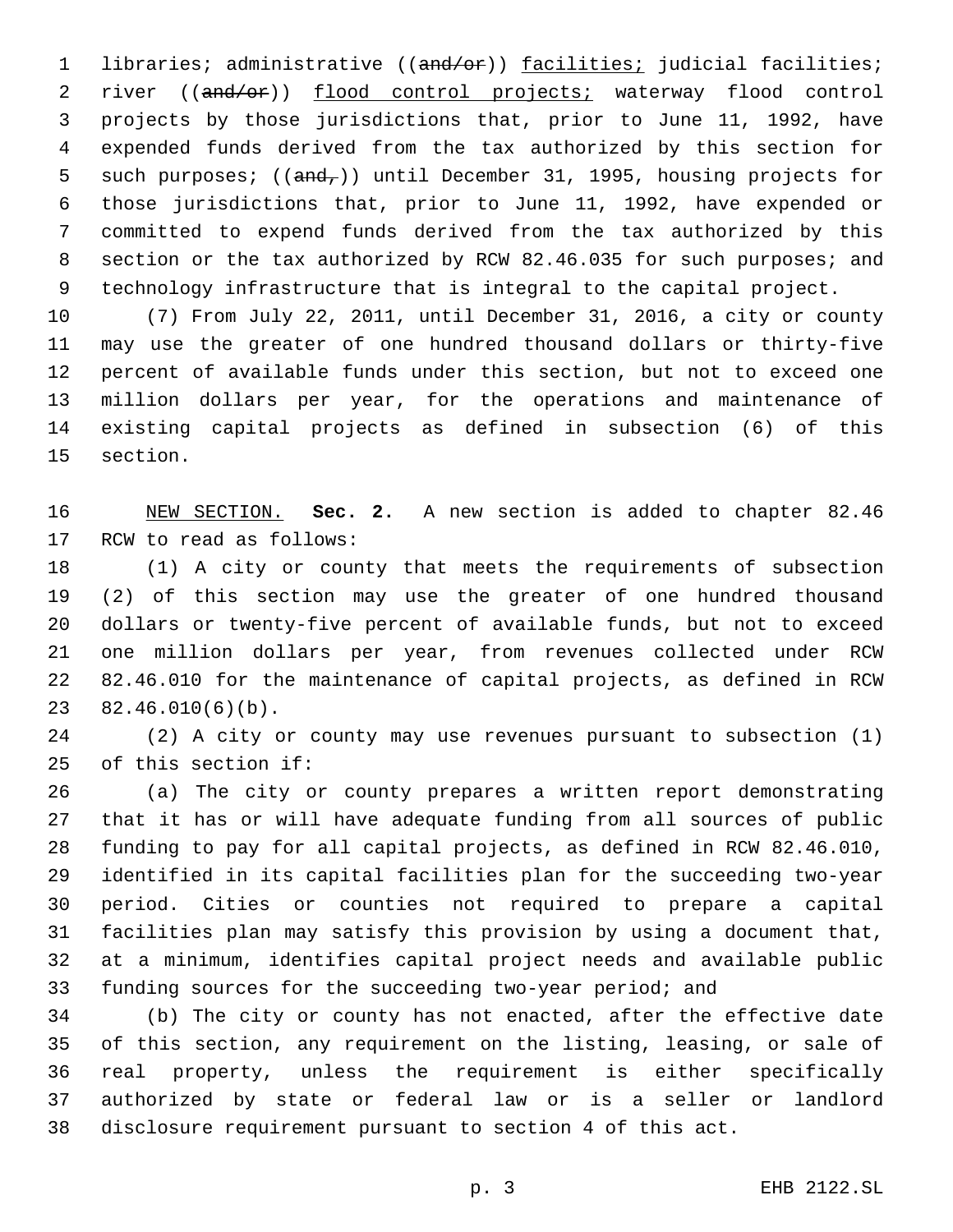libraries; administrative ((~~and/or~~)) facilities; judicial facilities; river ((~~and/or~~)) flood control projects; waterway flood control projects by those jurisdictions that, prior to June 11, 1992, have expended funds derived from the tax authorized by this section for such purposes; ((~~and,~~)) until December 31, 1995, housing projects for those jurisdictions that, prior to June 11, 1992, have expended or committed to expend funds derived from the tax authorized by this section or the tax authorized by RCW 82.46.035 for such purposes; and technology infrastructure that is integral to the capital project.

(7) From July 22, 2011, until December 31, 2016, a city or county may use the greater of one hundred thousand dollars or thirty-five percent of available funds under this section, but not to exceed one million dollars per year, for the operations and maintenance of existing capital projects as defined in subsection (6) of this section.

NEW SECTION. **Sec. 2.** A new section is added to chapter 82.46 RCW to read as follows:

(1) A city or county that meets the requirements of subsection (2) of this section may use the greater of one hundred thousand dollars or twenty-five percent of available funds, but not to exceed one million dollars per year, from revenues collected under RCW 82.46.010 for the maintenance of capital projects, as defined in RCW 82.46.010(6)(b).

(2) A city or county may use revenues pursuant to subsection (1) of this section if:

(a) The city or county prepares a written report demonstrating that it has or will have adequate funding from all sources of public funding to pay for all capital projects, as defined in RCW 82.46.010, identified in its capital facilities plan for the succeeding two-year period. Cities or counties not required to prepare a capital facilities plan may satisfy this provision by using a document that, at a minimum, identifies capital project needs and available public funding sources for the succeeding two-year period; and

(b) The city or county has not enacted, after the effective date of this section, any requirement on the listing, leasing, or sale of real property, unless the requirement is either specifically authorized by state or federal law or is a seller or landlord disclosure requirement pursuant to section 4 of this act.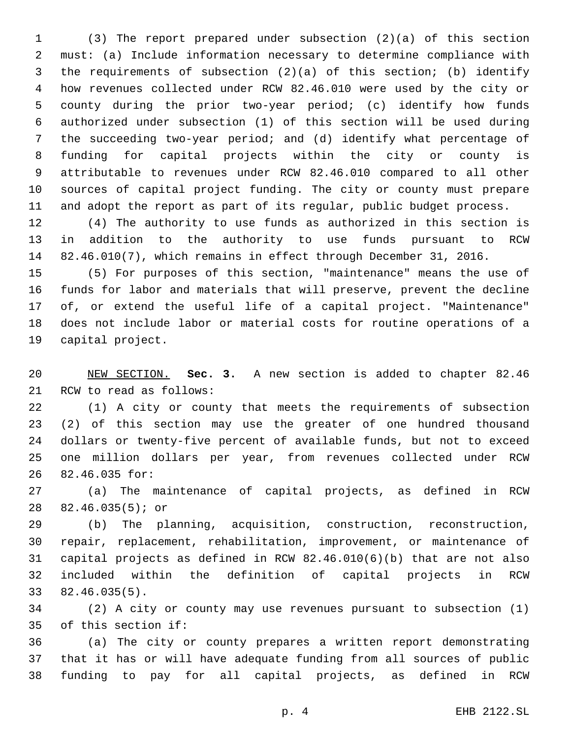(3) The report prepared under subsection (2)(a) of this section must: (a) Include information necessary to determine compliance with the requirements of subsection (2)(a) of this section; (b) identify how revenues collected under RCW 82.46.010 were used by the city or county during the prior two-year period; (c) identify how funds authorized under subsection (1) of this section will be used during the succeeding two-year period; and (d) identify what percentage of funding for capital projects within the city or county is attributable to revenues under RCW 82.46.010 compared to all other sources of capital project funding. The city or county must prepare and adopt the report as part of its regular, public budget process.

(4) The authority to use funds as authorized in this section is in addition to the authority to use funds pursuant to RCW 82.46.010(7), which remains in effect through December 31, 2016.

(5) For purposes of this section, "maintenance" means the use of funds for labor and materials that will preserve, prevent the decline of, or extend the useful life of a capital project. "Maintenance" does not include labor or material costs for routine operations of a capital project.

NEW SECTION. **Sec. 3.** A new section is added to chapter 82.46 RCW to read as follows:

(1) A city or county that meets the requirements of subsection (2) of this section may use the greater of one hundred thousand dollars or twenty-five percent of available funds, but not to exceed one million dollars per year, from revenues collected under RCW 82.46.035 for:

(a) The maintenance of capital projects, as defined in RCW 82.46.035(5); or

(b) The planning, acquisition, construction, reconstruction, repair, replacement, rehabilitation, improvement, or maintenance of capital projects as defined in RCW 82.46.010(6)(b) that are not also included within the definition of capital projects in RCW 82.46.035(5).

(2) A city or county may use revenues pursuant to subsection (1) of this section if:

(a) The city or county prepares a written report demonstrating that it has or will have adequate funding from all sources of public funding to pay for all capital projects, as defined in RCW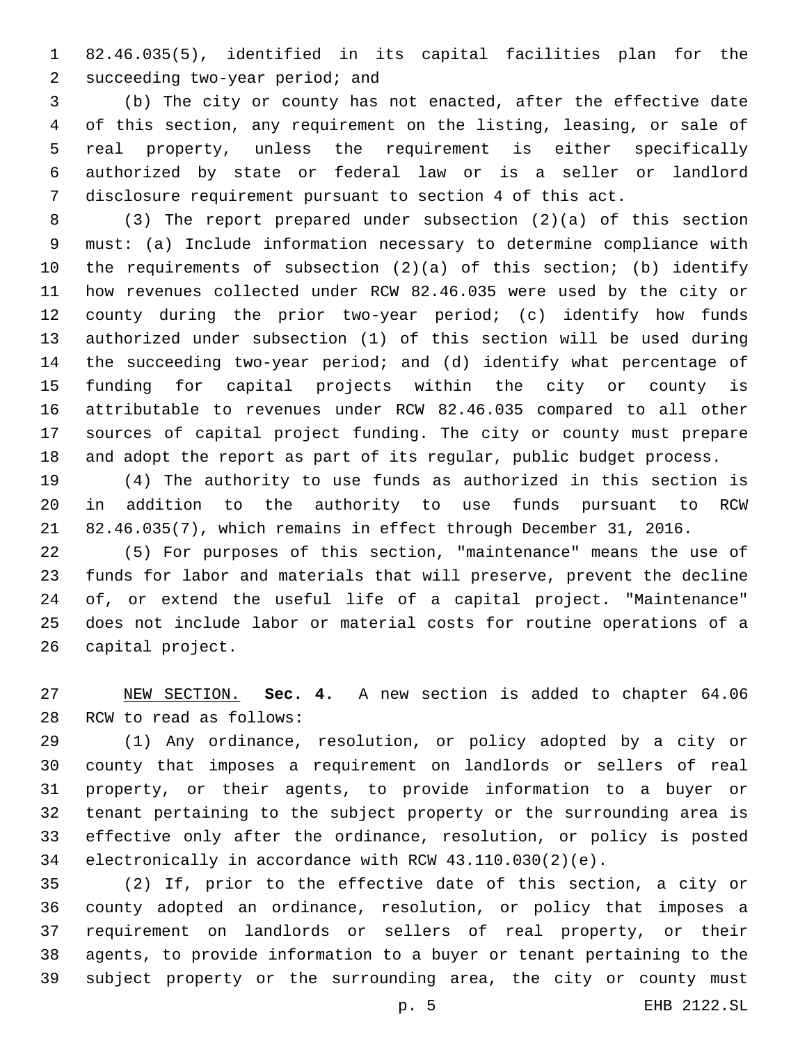82.46.035(5), identified in its capital facilities plan for the succeeding two-year period; and

(b) The city or county has not enacted, after the effective date of this section, any requirement on the listing, leasing, or sale of real property, unless the requirement is either specifically authorized by state or federal law or is a seller or landlord disclosure requirement pursuant to section 4 of this act.

(3) The report prepared under subsection (2)(a) of this section must: (a) Include information necessary to determine compliance with the requirements of subsection (2)(a) of this section; (b) identify how revenues collected under RCW 82.46.035 were used by the city or county during the prior two-year period; (c) identify how funds authorized under subsection (1) of this section will be used during the succeeding two-year period; and (d) identify what percentage of funding for capital projects within the city or county is attributable to revenues under RCW 82.46.035 compared to all other sources of capital project funding. The city or county must prepare and adopt the report as part of its regular, public budget process.

(4) The authority to use funds as authorized in this section is in addition to the authority to use funds pursuant to RCW 82.46.035(7), which remains in effect through December 31, 2016.

(5) For purposes of this section, "maintenance" means the use of funds for labor and materials that will preserve, prevent the decline of, or extend the useful life of a capital project. "Maintenance" does not include labor or material costs for routine operations of a capital project.

NEW SECTION. **Sec. 4.** A new section is added to chapter 64.06 RCW to read as follows:

(1) Any ordinance, resolution, or policy adopted by a city or county that imposes a requirement on landlords or sellers of real property, or their agents, to provide information to a buyer or tenant pertaining to the subject property or the surrounding area is effective only after the ordinance, resolution, or policy is posted electronically in accordance with RCW 43.110.030(2)(e).

(2) If, prior to the effective date of this section, a city or county adopted an ordinance, resolution, or policy that imposes a requirement on landlords or sellers of real property, or their agents, to provide information to a buyer or tenant pertaining to the subject property or the surrounding area, the city or county must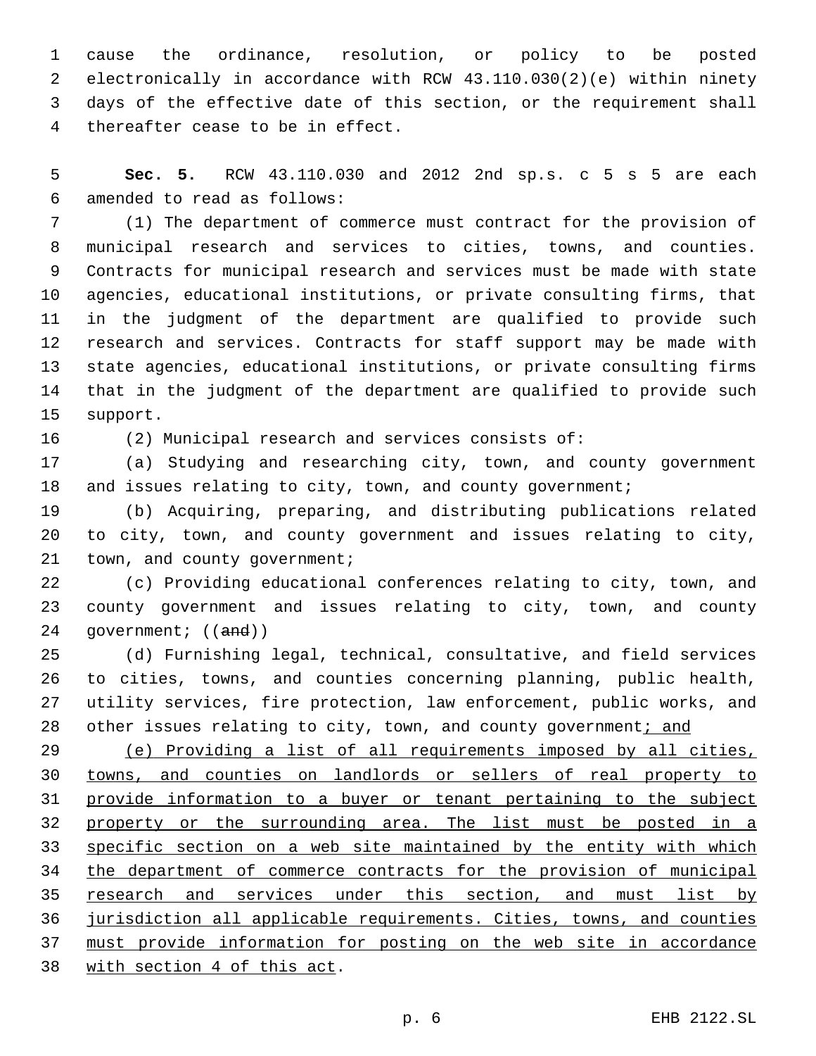cause the ordinance, resolution, or policy to be posted electronically in accordance with RCW 43.110.030(2)(e) within ninety days of the effective date of this section, or the requirement shall thereafter cease to be in effect.

**Sec. 5.** RCW 43.110.030 and 2012 2nd sp.s. c 5 s 5 are each amended to read as follows:

(1) The department of commerce must contract for the provision of municipal research and services to cities, towns, and counties. Contracts for municipal research and services must be made with state agencies, educational institutions, or private consulting firms, that in the judgment of the department are qualified to provide such research and services. Contracts for staff support may be made with state agencies, educational institutions, or private consulting firms that in the judgment of the department are qualified to provide such support.

(2) Municipal research and services consists of:

(a) Studying and researching city, town, and county government and issues relating to city, town, and county government;

(b) Acquiring, preparing, and distributing publications related to city, town, and county government and issues relating to city, town, and county government;

(c) Providing educational conferences relating to city, town, and county government and issues relating to city, town, and county government; ((~~and~~))

(d) Furnishing legal, technical, consultative, and field services to cities, towns, and counties concerning planning, public health, utility services, fire protection, law enforcement, public works, and other issues relating to city, town, and county government<u>; and</u>

<u>(e) Providing a list of all requirements imposed by all cities, towns, and counties on landlords or sellers of real property to provide information to a buyer or tenant pertaining to the subject property or the surrounding area. The list must be posted in a specific section on a web site maintained by the entity with which the department of commerce contracts for the provision of municipal research and services under this section, and must list by jurisdiction all applicable requirements. Cities, towns, and counties must provide information for posting on the web site in accordance with section 4 of this act</u>.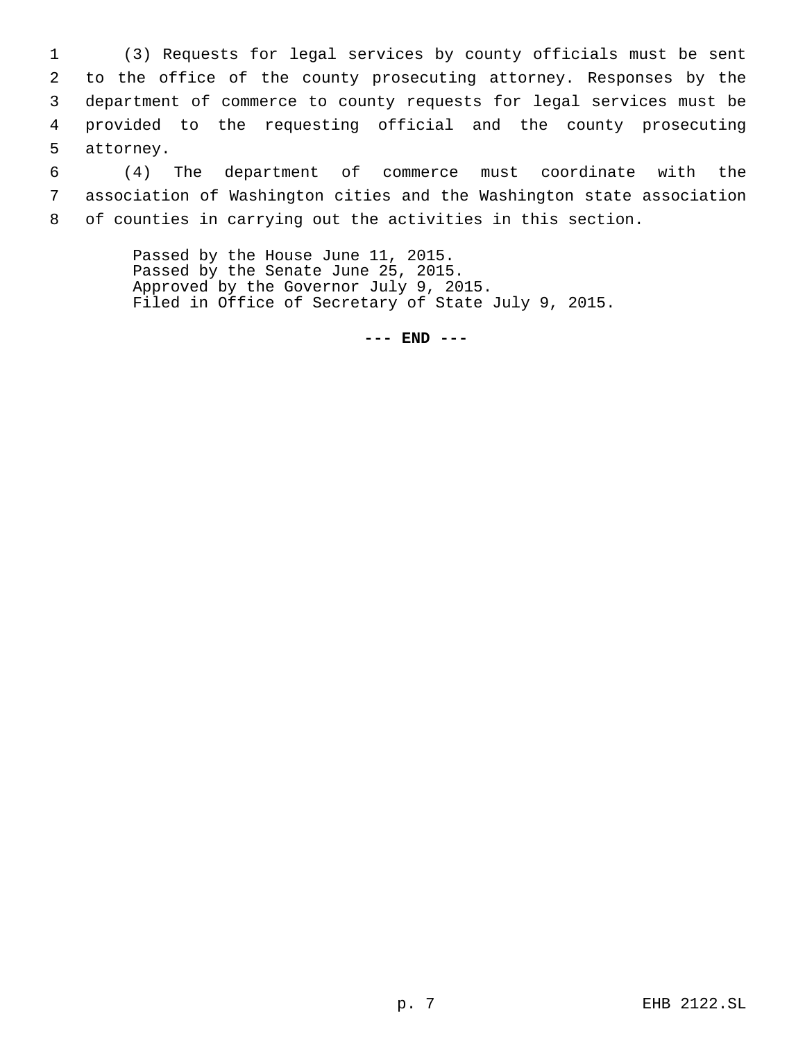(3) Requests for legal services by county officials must be sent to the office of the county prosecuting attorney. Responses by the department of commerce to county requests for legal services must be provided to the requesting official and the county prosecuting attorney.

(4) The department of commerce must coordinate with the association of Washington cities and the Washington state association of counties in carrying out the activities in this section.

Passed by the House June 11, 2015.
Passed by the Senate June 25, 2015.
Approved by the Governor July 9, 2015.
Filed in Office of Secretary of State July 9, 2015.

**--- END ---**